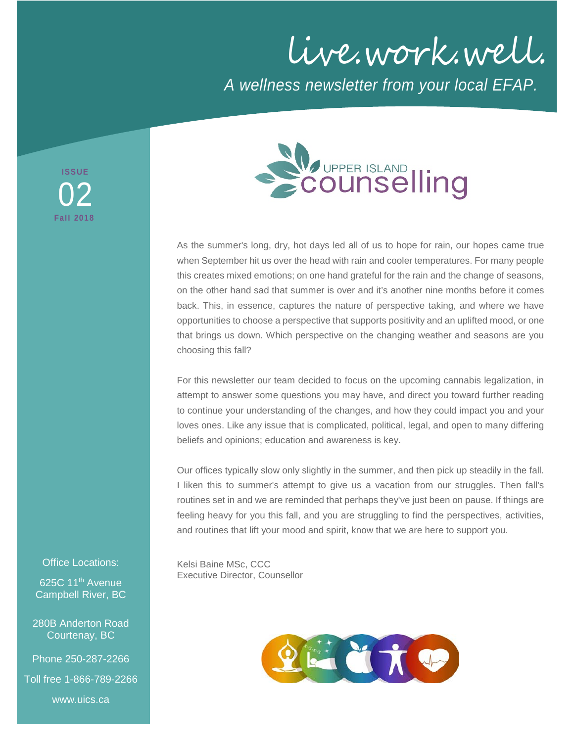# live.work.well.

*A wellness newsletter from your local EFAP.*

**ISSUE**
02
**Fall 2018**

UPPER ISLAND counselling

As the summer's long, dry, hot days led all of us to hope for rain, our hopes came true when September hit us over the head with rain and cooler temperatures. For many people this creates mixed emotions; on one hand grateful for the rain and the change of seasons, on the other hand sad that summer is over and it's another nine months before it comes back. This, in essence, captures the nature of perspective taking, and where we have opportunities to choose a perspective that supports positivity and an uplifted mood, or one that brings us down. Which perspective on the changing weather and seasons are you choosing this fall?

For this newsletter our team decided to focus on the upcoming cannabis legalization, in attempt to answer some questions you may have, and direct you toward further reading to continue your understanding of the changes, and how they could impact you and your loves ones. Like any issue that is complicated, political, legal, and open to many differing beliefs and opinions; education and awareness is key.

Our offices typically slow only slightly in the summer, and then pick up steadily in the fall. I liken this to summer's attempt to give us a vacation from our struggles. Then fall's routines set in and we are reminded that perhaps they've just been on pause. If things are feeling heavy for you this fall, and you are struggling to find the perspectives, activities, and routines that lift your mood and spirit, know that we are here to support you.

Kelsi Baine MSc, CCC
Executive Director, Counsellor

Office Locations:

625C 11th Avenue
Campbell River, BC

280B Anderton Road
Courtenay, BC

Phone 250-287-2266

Toll free 1-866-789-2266

www.uics.ca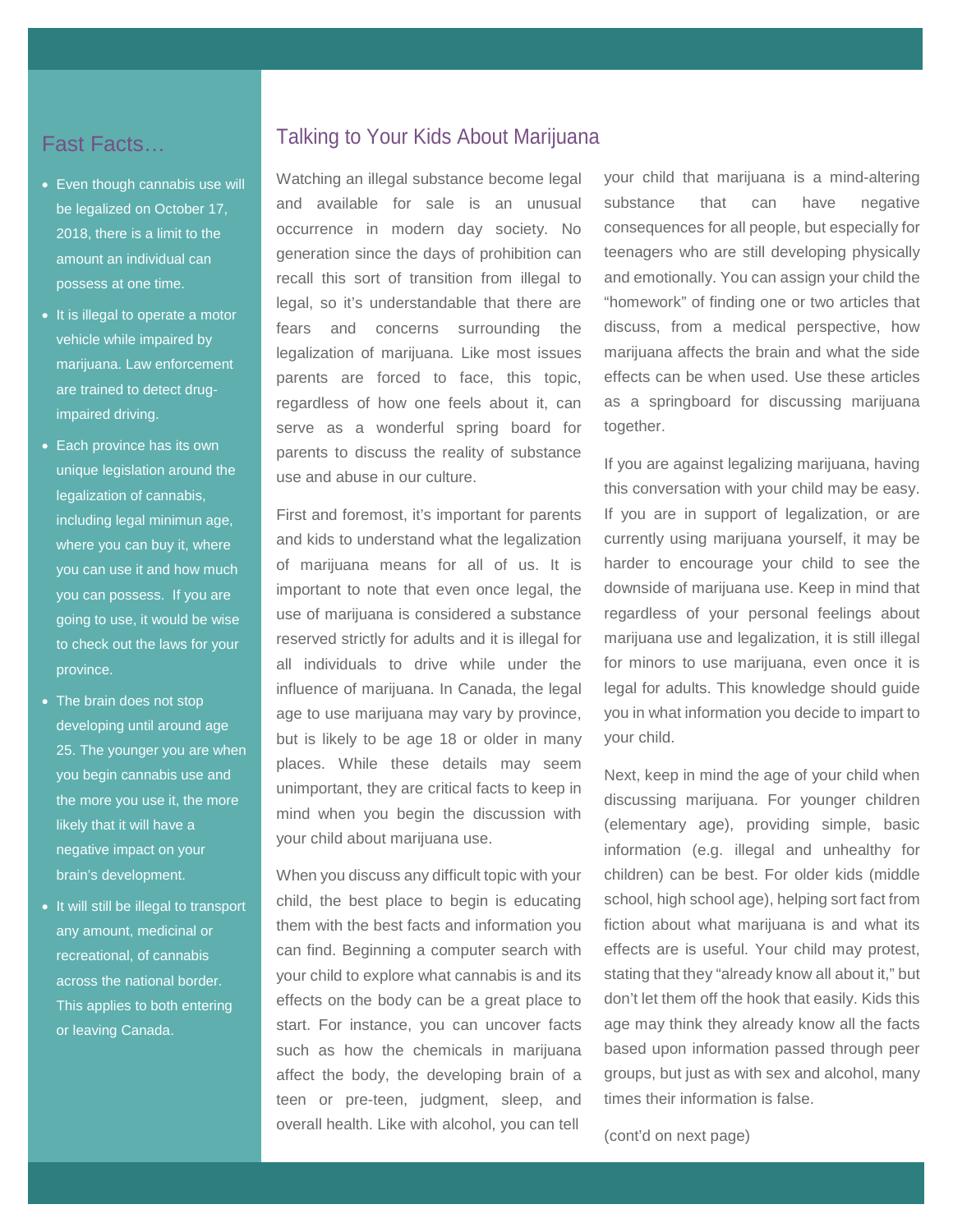## Fast Facts…

- Even though cannabis use will be legalized on October 17, 2018, there is a limit to the amount an individual can possess at one time.
- It is illegal to operate a motor vehicle while impaired by marijuana. Law enforcement are trained to detect drug-impaired driving.
- Each province has its own unique legislation around the legalization of cannabis, including legal minimun age, where you can buy it, where you can use it and how much you can possess. If you are going to use, it would be wise to check out the laws for your province.
- The brain does not stop developing until around age 25. The younger you are when you begin cannabis use and the more you use it, the more likely that it will have a negative impact on your brain's development.
- It will still be illegal to transport any amount, medicinal or recreational, of cannabis across the national border. This applies to both entering or leaving Canada.

## Talking to Your Kids About Marijuana

Watching an illegal substance become legal and available for sale is an unusual occurrence in modern day society. No generation since the days of prohibition can recall this sort of transition from illegal to legal, so it's understandable that there are fears and concerns surrounding the legalization of marijuana. Like most issues parents are forced to face, this topic, regardless of how one feels about it, can serve as a wonderful spring board for parents to discuss the reality of substance use and abuse in our culture.

First and foremost, it's important for parents and kids to understand what the legalization of marijuana means for all of us. It is important to note that even once legal, the use of marijuana is considered a substance reserved strictly for adults and it is illegal for all individuals to drive while under the influence of marijuana. In Canada, the legal age to use marijuana may vary by province, but is likely to be age 18 or older in many places. While these details may seem unimportant, they are critical facts to keep in mind when you begin the discussion with your child about marijuana use.

When you discuss any difficult topic with your child, the best place to begin is educating them with the best facts and information you can find. Beginning a computer search with your child to explore what cannabis is and its effects on the body can be a great place to start. For instance, you can uncover facts such as how the chemicals in marijuana affect the body, the developing brain of a teen or pre-teen, judgment, sleep, and overall health. Like with alcohol, you can tell your child that marijuana is a mind-altering substance that can have negative consequences for all people, but especially for teenagers who are still developing physically and emotionally. You can assign your child the "homework" of finding one or two articles that discuss, from a medical perspective, how marijuana affects the brain and what the side effects can be when used. Use these articles as a springboard for discussing marijuana together.

If you are against legalizing marijuana, having this conversation with your child may be easy. If you are in support of legalization, or are currently using marijuana yourself, it may be harder to encourage your child to see the downside of marijuana use. Keep in mind that regardless of your personal feelings about marijuana use and legalization, it is still illegal for minors to use marijuana, even once it is legal for adults. This knowledge should guide you in what information you decide to impart to your child.

Next, keep in mind the age of your child when discussing marijuana. For younger children (elementary age), providing simple, basic information (e.g. illegal and unhealthy for children) can be best. For older kids (middle school, high school age), helping sort fact from fiction about what marijuana is and what its effects are is useful. Your child may protest, stating that they "already know all about it," but don't let them off the hook that easily. Kids this age may think they already know all the facts based upon information passed through peer groups, but just as with sex and alcohol, many times their information is false.

(cont'd on next page)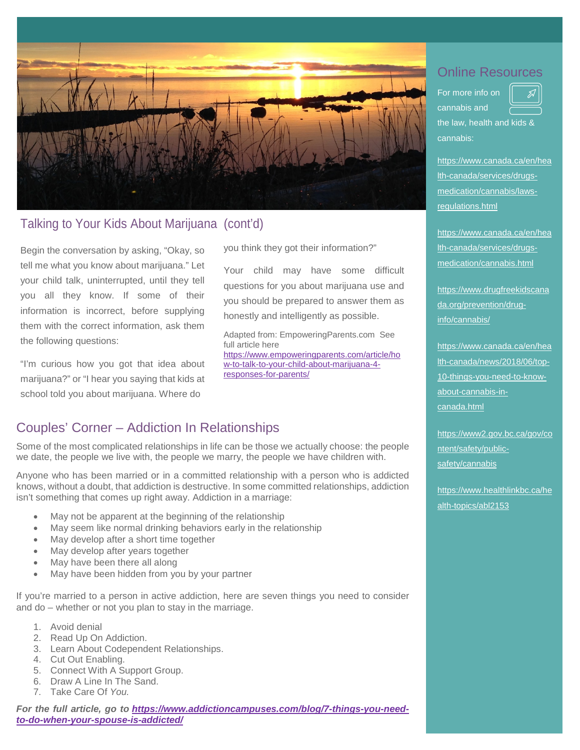## Talking to Your Kids About Marijuana (cont'd)

Begin the conversation by asking, "Okay, so tell me what you know about marijuana." Let your child talk, uninterrupted, until they tell you all they know. If some of their information is incorrect, before supplying them with the correct information, ask them the following questions:

"I'm curious how you got that idea about marijuana?" or "I hear you saying that kids at school told you about marijuana. Where do you think they got their information?"

Your child may have some difficult questions for you about marijuana use and you should be prepared to answer them as honestly and intelligently as possible.

Adapted from: EmpoweringParents.com See full article here https://www.empoweringparents.com/article/how-to-talk-to-your-child-about-marijuana-4-responses-for-parents/

## Couples' Corner – Addiction In Relationships

Some of the most complicated relationships in life can be those we actually choose: the people we date, the people we live with, the people we marry, the people we have children with.

Anyone who has been married or in a committed relationship with a person who is addicted knows, without a doubt, that addiction is destructive. In some committed relationships, addiction isn't something that comes up right away. Addiction in a marriage:

- May not be apparent at the beginning of the relationship
- May seem like normal drinking behaviors early in the relationship
- May develop after a short time together
- May develop after years together
- May have been there all along
- May have been hidden from you by your partner

If you're married to a person in active addiction, here are seven things you need to consider and do – whether or not you plan to stay in the marriage.

1. Avoid denial
2. Read Up On Addiction.
3. Learn About Codependent Relationships.
4. Cut Out Enabling.
5. Connect With A Support Group.
6. Draw A Line In The Sand.
7. Take Care Of *You.*

***For the full article, go to https://www.addictioncampuses.com/blog/7-things-you-need-to-do-when-your-spouse-is-addicted/***

## Online Resources

For more info on cannabis and the law, health and kids & cannabis:

https://www.canada.ca/en/health-canada/services/drugs-medication/cannabis/laws-regulations.html

https://www.canada.ca/en/health-canada/services/drugs-medication/cannabis.html

https://www.drugfreekidscanada.org/prevention/drug-info/cannabis/

https://www.canada.ca/en/health-canada/news/2018/06/top-10-things-you-need-to-know-about-cannabis-in-canada.html

https://www2.gov.bc.ca/gov/content/safety/public-safety/cannabis

https://www.healthlinkbc.ca/health-topics/abl2153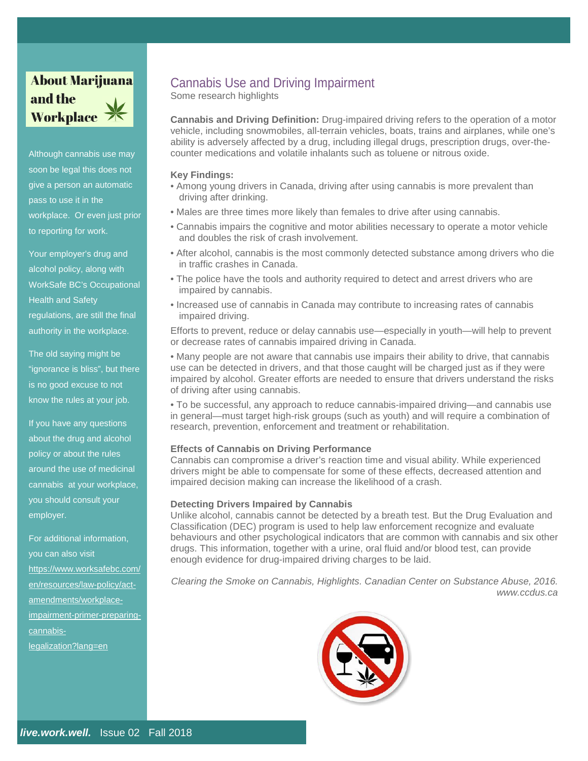## About Marijuana and the Workplace

Although cannabis use may soon be legal this does not give a person an automatic pass to use it in the workplace. Or even just prior to reporting for work.

Your employer's drug and alcohol policy, along with WorkSafe BC's Occupational Health and Safety regulations, are still the final authority in the workplace.

The old saying might be "ignorance is bliss", but there is no good excuse to not know the rules at your job.

If you have any questions about the drug and alcohol policy or about the rules around the use of medicinal cannabis at your workplace, you should consult your employer.

For additional information, you can also visit https://www.worksafebc.com/en/resources/law-policy/act-amendments/workplace-impairment-primer-preparing-cannabis-legalization?lang=en

# Cannabis Use and Driving Impairment

Some research highlights

**Cannabis and Driving Definition:** Drug-impaired driving refers to the operation of a motor vehicle, including snowmobiles, all-terrain vehicles, boats, trains and airplanes, while one's ability is adversely affected by a drug, including illegal drugs, prescription drugs, over-the-counter medications and volatile inhalants such as toluene or nitrous oxide.

**Key Findings:**

- Among young drivers in Canada, driving after using cannabis is more prevalent than driving after drinking.
- Males are three times more likely than females to drive after using cannabis.
- Cannabis impairs the cognitive and motor abilities necessary to operate a motor vehicle and doubles the risk of crash involvement.
- After alcohol, cannabis is the most commonly detected substance among drivers who die in traffic crashes in Canada.
- The police have the tools and authority required to detect and arrest drivers who are impaired by cannabis.
- Increased use of cannabis in Canada may contribute to increasing rates of cannabis impaired driving.

Efforts to prevent, reduce or delay cannabis use—especially in youth—will help to prevent or decrease rates of cannabis impaired driving in Canada.

- Many people are not aware that cannabis use impairs their ability to drive, that cannabis use can be detected in drivers, and that those caught will be charged just as if they were impaired by alcohol. Greater efforts are needed to ensure that drivers understand the risks of driving after using cannabis.
- To be successful, any approach to reduce cannabis-impaired driving—and cannabis use in general—must target high-risk groups (such as youth) and will require a combination of research, prevention, enforcement and treatment or rehabilitation.

**Effects of Cannabis on Driving Performance**

Cannabis can compromise a driver's reaction time and visual ability. While experienced drivers might be able to compensate for some of these effects, decreased attention and impaired decision making can increase the likelihood of a crash.

**Detecting Drivers Impaired by Cannabis**

Unlike alcohol, cannabis cannot be detected by a breath test. But the Drug Evaluation and Classification (DEC) program is used to help law enforcement recognize and evaluate behaviours and other psychological indicators that are common with cannabis and six other drugs. This information, together with a urine, oral fluid and/or blood test, can provide enough evidence for drug-impaired driving charges to be laid.

*Clearing the Smoke on Cannabis, Highlights. Canadian Center on Substance Abuse, 2016. www.ccdus.ca*